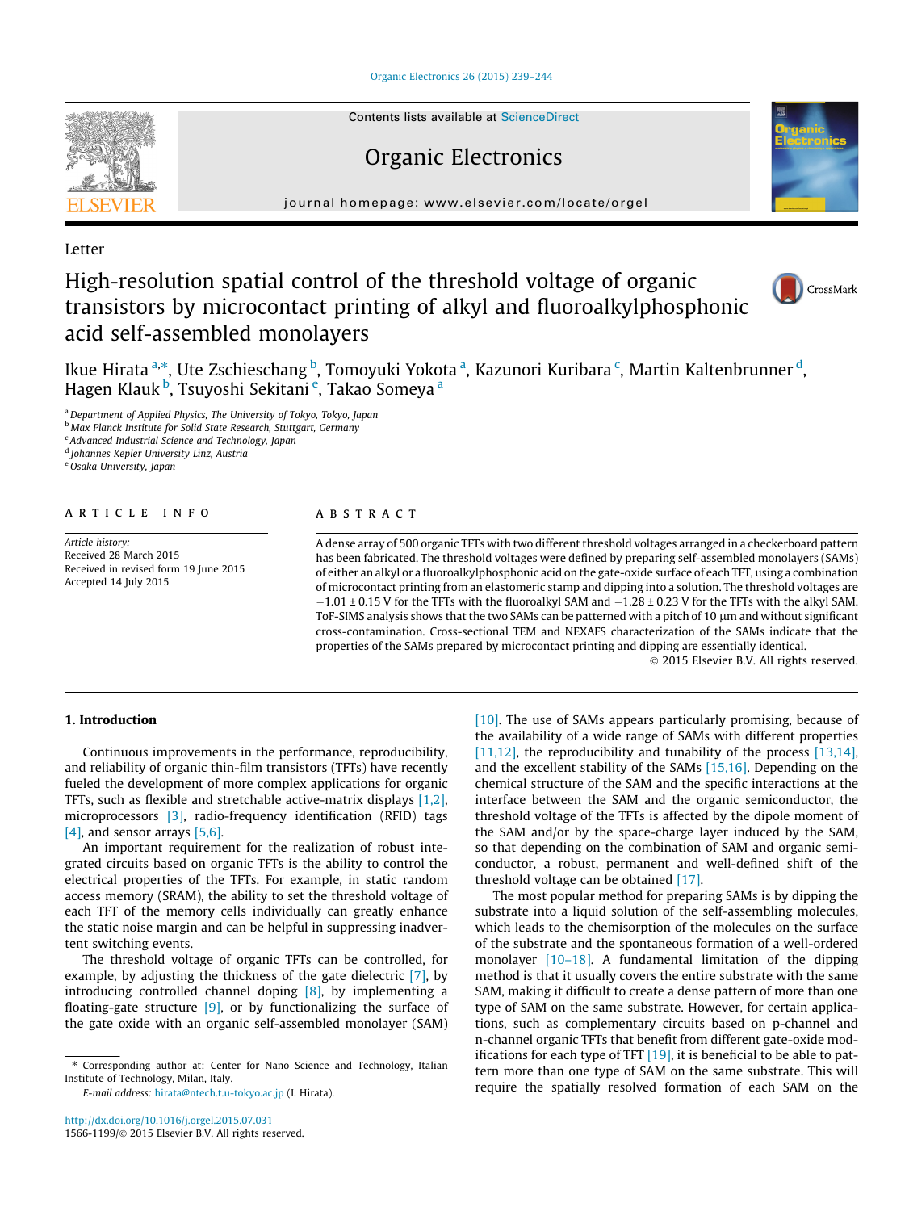Letter

# High-resolution spatial control of the threshold voltage of organic transistors by microcontact printing of alkyl and fluoroalkylphosphonic acid self-assembled monolayers

Ikue Hirata [a,*], Ute Zschieschang [b], Tomoyuki Yokota [a], Kazunori Kuribara [c], Martin Kaltenbrunner [d], Hagen Klauk [b], Tsuyoshi Sekitani [e], Takao Someya [a]

[a] Department of Applied Physics, The University of Tokyo, Tokyo, Japan
[b] Max Planck Institute for Solid State Research, Stuttgart, Germany
[c] Advanced Industrial Science and Technology, Japan
[d] Johannes Kepler University Linz, Austria
[e] Osaka University, Japan

**ARTICLE INFO**

*Article history:*
Received 28 March 2015
Received in revised form 19 June 2015
Accepted 14 July 2015

**ABSTRACT**

A dense array of 500 organic TFTs with two different threshold voltages arranged in a checkerboard pattern has been fabricated. The threshold voltages were defined by preparing self-assembled monolayers (SAMs) of either an alkyl or a fluoroalkylphosphonic acid on the gate-oxide surface of each TFT, using a combination of microcontact printing from an elastomeric stamp and dipping into a solution. The threshold voltages are $-1.01 \pm 0.15$ V for the TFTs with the fluoroalkyl SAM and $-1.28 \pm 0.23$ V for the TFTs with the alkyl SAM. ToF-SIMS analysis shows that the two SAMs can be patterned with a pitch of 10 μm and without significant cross-contamination. Cross-sectional TEM and NEXAFS characterization of the SAMs indicate that the properties of the SAMs prepared by microcontact printing and dipping are essentially identical.

© 2015 Elsevier B.V. All rights reserved.

## 1. Introduction

Continuous improvements in the performance, reproducibility, and reliability of organic thin-film transistors (TFTs) have recently fueled the development of more complex applications for organic TFTs, such as flexible and stretchable active-matrix displays [1,2], microprocessors [3], radio-frequency identification (RFID) tags [4], and sensor arrays [5,6].

An important requirement for the realization of robust integrated circuits based on organic TFTs is the ability to control the electrical properties of the TFTs. For example, in static random access memory (SRAM), the ability to set the threshold voltage of each TFT of the memory cells individually can greatly enhance the static noise margin and can be helpful in suppressing inadvertent switching events.

The threshold voltage of organic TFTs can be controlled, for example, by adjusting the thickness of the gate dielectric [7], by introducing controlled channel doping [8], by implementing a floating-gate structure [9], or by functionalizing the surface of the gate oxide with an organic self-assembled monolayer (SAM) [10]. The use of SAMs appears particularly promising, because of the availability of a wide range of SAMs with different properties [11,12], the reproducibility and tunability of the process [13,14], and the excellent stability of the SAMs [15,16]. Depending on the chemical structure of the SAM and the specific interactions at the interface between the SAM and the organic semiconductor, the threshold voltage of the TFTs is affected by the dipole moment of the SAM and/or by the space-charge layer induced by the SAM, so that depending on the combination of SAM and organic semiconductor, a robust, permanent and well-defined shift of the threshold voltage can be obtained [17].

The most popular method for preparing SAMs is by dipping the substrate into a liquid solution of the self-assembling molecules, which leads to the chemisorption of the molecules on the surface of the substrate and the spontaneous formation of a well-ordered monolayer [10–18]. A fundamental limitation of the dipping method is that it usually covers the entire substrate with the same SAM, making it difficult to create a dense pattern of more than one type of SAM on the same substrate. However, for certain applications, such as complementary circuits based on p-channel and n-channel organic TFTs that benefit from different gate-oxide modifications for each type of TFT [19], it is beneficial to be able to pattern more than one type of SAM on the same substrate. This will require the spatially resolved formation of each SAM on the

\* Corresponding author at: Center for Nano Science and Technology, Italian Institute of Technology, Milan, Italy.
*E-mail address:* hirata@ntech.t.u-tokyo.ac.jp (I. Hirata).

http://dx.doi.org/10.1016/j.orgel.2015.07.031
1566-1199/© 2015 Elsevier B.V. All rights reserved.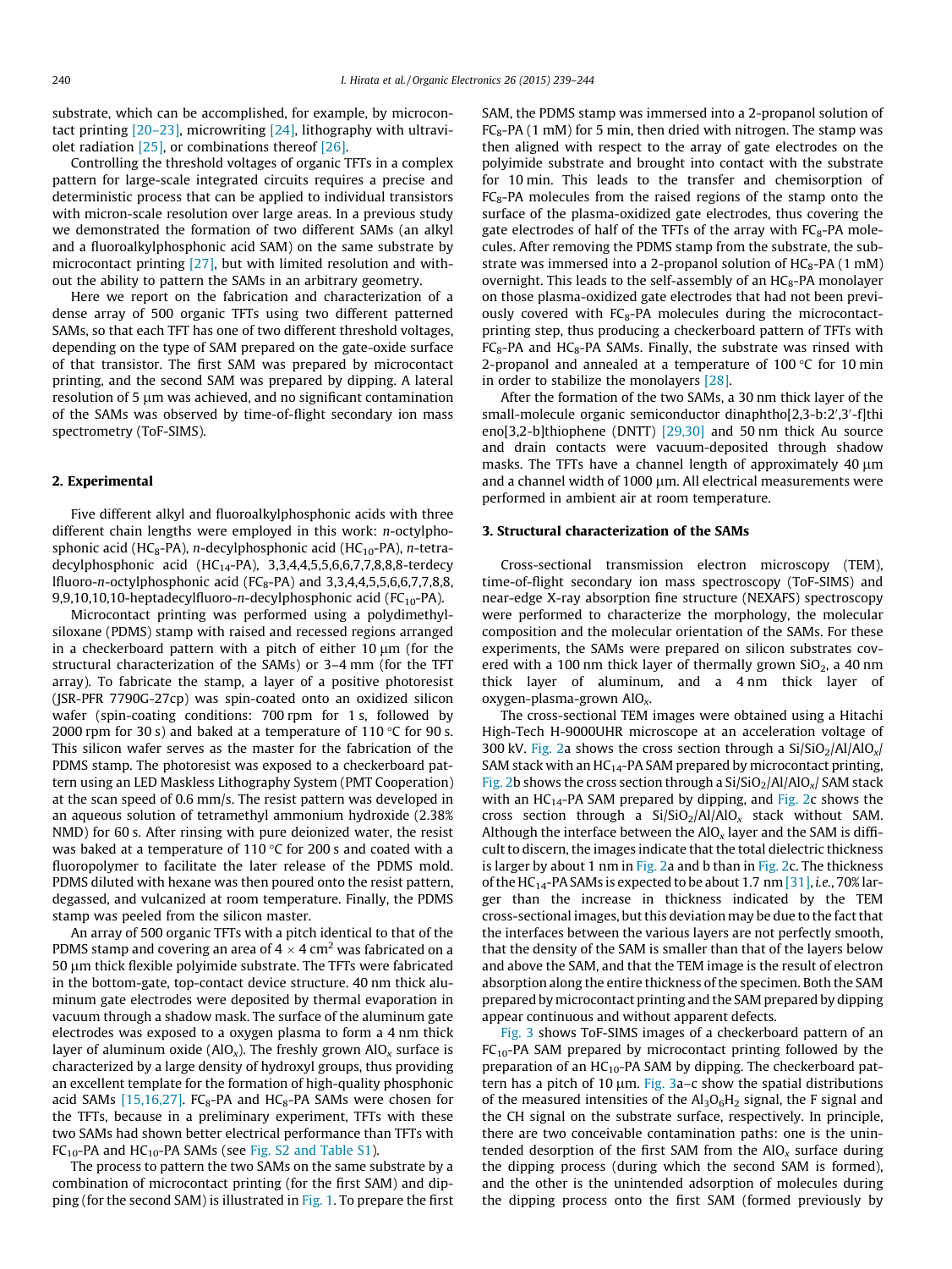substrate, which can be accomplished, for example, by microcontact printing [20–23], microwriting [24], lithography with ultraviolet radiation [25], or combinations thereof [26].

Controlling the threshold voltages of organic TFTs in a complex pattern for large-scale integrated circuits requires a precise and deterministic process that can be applied to individual transistors with micron-scale resolution over large areas. In a previous study we demonstrated the formation of two different SAMs (an alkyl and a fluoroalkylphosphonic acid SAM) on the same substrate by microcontact printing [27], but with limited resolution and without the ability to pattern the SAMs in an arbitrary geometry.

Here we report on the fabrication and characterization of a dense array of 500 organic TFTs using two different patterned SAMs, so that each TFT has one of two different threshold voltages, depending on the type of SAM prepared on the gate-oxide surface of that transistor. The first SAM was prepared by microcontact printing, and the second SAM was prepared by dipping. A lateral resolution of 5 μm was achieved, and no significant contamination of the SAMs was observed by time-of-flight secondary ion mass spectrometry (ToF-SIMS).

## 2. Experimental

Five different alkyl and fluoroalkylphosphonic acids with three different chain lengths were employed in this work: *n*-octylphosphonic acid ($HC_8$-PA), *n*-decylphosphonic acid ($HC_{10}$-PA), *n*-tetradecylphosphonic acid ($HC_{14}$-PA), 3,3,4,4,5,5,6,6,7,7,8,8,8-terdecylfluoro-*n*-octylphosphonic acid ($FC_8$-PA) and 3,3,4,4,5,5,6,6,7,7,8,8,9,9,10,10,10-heptadecylfluoro-*n*-decylphosphonic acid ($FC_{10}$-PA).

Microcontact printing was performed using a polydimethylsiloxane (PDMS) stamp with raised and recessed regions arranged in a checkerboard pattern with a pitch of either 10 μm (for the structural characterization of the SAMs) or 3–4 mm (for the TFT array). To fabricate the stamp, a layer of a positive photoresist (JSR-PFR 7790G-27cp) was spin-coated onto an oxidized silicon wafer (spin-coating conditions: 700 rpm for 1 s, followed by 2000 rpm for 30 s) and baked at a temperature of 110 °C for 90 s. This silicon wafer serves as the master for the fabrication of the PDMS stamp. The photoresist was exposed to a checkerboard pattern using an LED Maskless Lithography System (PMT Cooperation) at the scan speed of 0.6 mm/s. The resist pattern was developed in an aqueous solution of tetramethyl ammonium hydroxide (2.38% NMD) for 60 s. After rinsing with pure deionized water, the resist was baked at a temperature of 110 °C for 200 s and coated with a fluoropolymer to facilitate the later release of the PDMS mold. PDMS diluted with hexane was then poured onto the resist pattern, degassed, and vulcanized at room temperature. Finally, the PDMS stamp was peeled from the silicon master.

An array of 500 organic TFTs with a pitch identical to that of the PDMS stamp and covering an area of $4 \times 4$ cm$^2$ was fabricated on a 50 μm thick flexible polyimide substrate. The TFTs were fabricated in the bottom-gate, top-contact device structure. 40 nm thick aluminum gate electrodes were deposited by thermal evaporation in vacuum through a shadow mask. The surface of the aluminum gate electrodes was exposed to a oxygen plasma to form a 4 nm thick layer of aluminum oxide ($AlO_x$). The freshly grown $AlO_x$ surface is characterized by a large density of hydroxyl groups, thus providing an excellent template for the formation of high-quality phosphonic acid SAMs [15,16,27]. $FC_8$-PA and $HC_8$-PA SAMs were chosen for the TFTs, because in a preliminary experiment, TFTs with these two SAMs had shown better electrical performance than TFTs with $FC_{10}$-PA and $HC_{10}$-PA SAMs (see Fig. S2 and Table S1).

The process to pattern the two SAMs on the same substrate by a combination of microcontact printing (for the first SAM) and dipping (for the second SAM) is illustrated in Fig. 1. To prepare the first SAM, the PDMS stamp was immersed into a 2-propanol solution of $FC_8$-PA (1 mM) for 5 min, then dried with nitrogen. The stamp was then aligned with respect to the array of gate electrodes on the polyimide substrate and brought into contact with the substrate for 10 min. This leads to the transfer and chemisorption of $FC_8$-PA molecules from the raised regions of the stamp onto the surface of the plasma-oxidized gate electrodes, thus covering the gate electrodes of half of the TFTs of the array with $FC_8$-PA molecules. After removing the PDMS stamp from the substrate, the substrate was immersed into a 2-propanol solution of $HC_8$-PA (1 mM) overnight. This leads to the self-assembly of an $HC_8$-PA monolayer on those plasma-oxidized gate electrodes that had not been previously covered with $FC_8$-PA molecules during the microcontact-printing step, thus producing a checkerboard pattern of TFTs with $FC_8$-PA and $HC_8$-PA SAMs. Finally, the substrate was rinsed with 2-propanol and annealed at a temperature of 100 °C for 10 min in order to stabilize the monolayers [28].

After the formation of the two SAMs, a 30 nm thick layer of the small-molecule organic semiconductor dinaphtho[2,3-b:2′,3′-f]thieno[3,2-b]thiophene (DNTT) [29,30] and 50 nm thick Au source and drain contacts were vacuum-deposited through shadow masks. The TFTs have a channel length of approximately 40 μm and a channel width of 1000 μm. All electrical measurements were performed in ambient air at room temperature.

## 3. Structural characterization of the SAMs

Cross-sectional transmission electron microscopy (TEM), time-of-flight secondary ion mass spectroscopy (ToF-SIMS) and near-edge X-ray absorption fine structure (NEXAFS) spectroscopy were performed to characterize the morphology, the molecular composition and the molecular orientation of the SAMs. For these experiments, the SAMs were prepared on silicon substrates covered with a 100 nm thick layer of thermally grown $SiO_2$, a 40 nm thick layer of aluminum, and a 4 nm thick layer of oxygen-plasma-grown $AlO_x$.

The cross-sectional TEM images were obtained using a Hitachi High-Tech H-9000UHR microscope at an acceleration voltage of 300 kV. Fig. 2a shows the cross section through a Si/$SiO_2$/Al/$AlO_x$/SAM stack with an $HC_{14}$-PA SAM prepared by microcontact printing, Fig. 2b shows the cross section through a Si/$SiO_2$/Al/$AlO_x$/ SAM stack with an $HC_{14}$-PA SAM prepared by dipping, and Fig. 2c shows the cross section through a Si/$SiO_2$/Al/$AlO_x$ stack without SAM. Although the interface between the $AlO_x$ layer and the SAM is difficult to discern, the images indicate that the total dielectric thickness is larger by about 1 nm in Fig. 2a and b than in Fig. 2c. The thickness of the $HC_{14}$-PA SAMs is expected to be about 1.7 nm [31], *i.e.*, 70% larger than the increase in thickness indicated by the TEM cross-sectional images, but this deviation may be due to the fact that the interfaces between the various layers are not perfectly smooth, that the density of the SAM is smaller than that of the layers below and above the SAM, and that the TEM image is the result of electron absorption along the entire thickness of the specimen. Both the SAM prepared by microcontact printing and the SAM prepared by dipping appear continuous and without apparent defects.

Fig. 3 shows ToF-SIMS images of a checkerboard pattern of an $FC_{10}$-PA SAM prepared by microcontact printing followed by the preparation of an $HC_{10}$-PA SAM by dipping. The checkerboard pattern has a pitch of 10 μm. Fig. 3a–c show the spatial distributions of the measured intensities of the $Al_3O_6H_2$ signal, the F signal and the CH signal on the substrate surface, respectively. In principle, there are two conceivable contamination paths: one is the unintended desorption of the first SAM from the $AlO_x$ surface during the dipping process (during which the second SAM is formed), and the other is the unintended adsorption of molecules during the dipping process onto the first SAM (formed previously by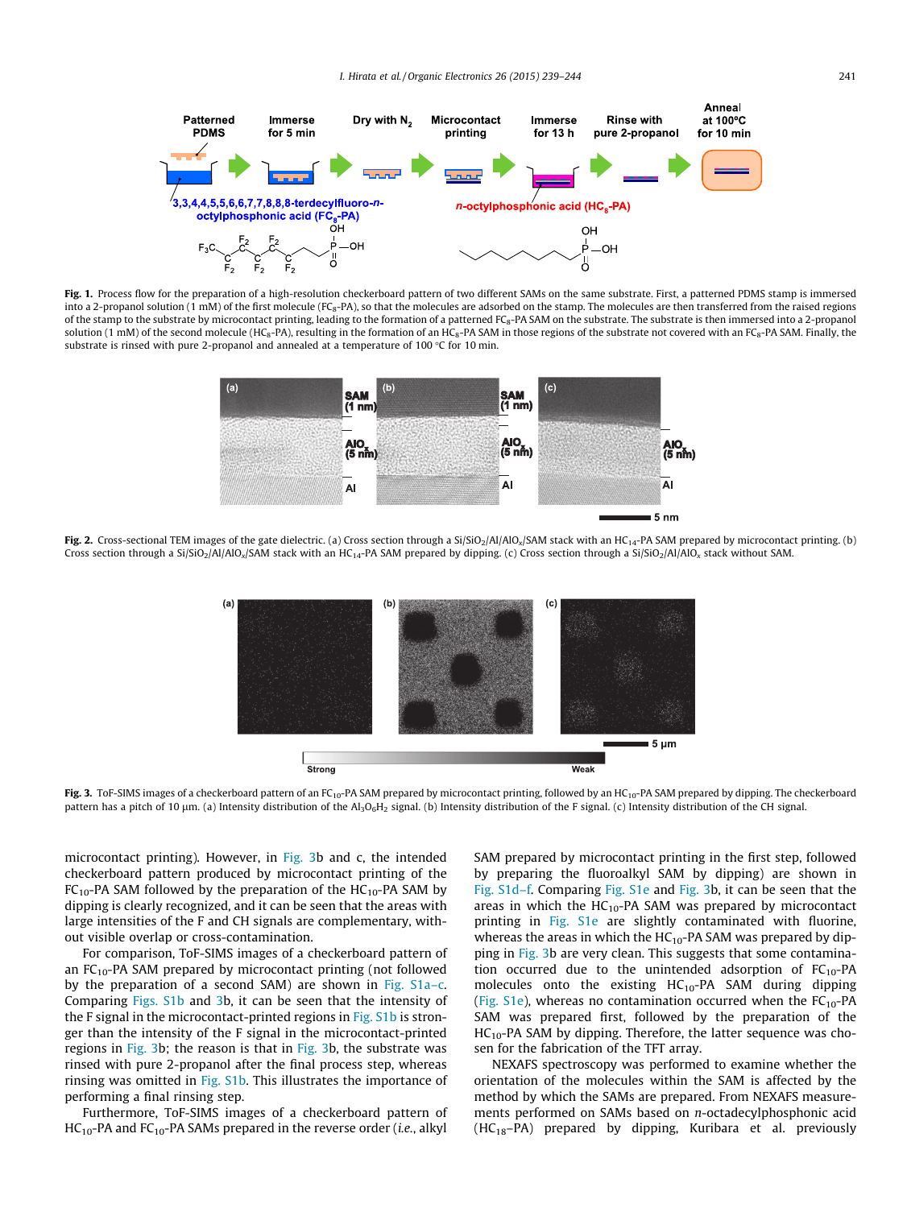**Fig. 1.** Process flow for the preparation of a high-resolution checkerboard pattern of two different SAMs on the same substrate. First, a patterned PDMS stamp is immersed into a 2-propanol solution (1 mM) of the first molecule ($FC_8$-PA), so that the molecules are adsorbed on the stamp. The molecules are then transferred from the raised regions of the stamp to the substrate by microcontact printing, leading to the formation of a patterned $FC_8$-PA SAM on the substrate. The substrate is then immersed into a 2-propanol solution (1 mM) of the second molecule ($HC_8$-PA), resulting in the formation of an $HC_8$-PA SAM in those regions of the substrate not covered with an $FC_8$-PA SAM. Finally, the substrate is rinsed with pure 2-propanol and annealed at a temperature of 100 °C for 10 min.

**Fig. 2.** Cross-sectional TEM images of the gate dielectric. (a) Cross section through a $Si/SiO_2/Al/AlO_x$/SAM stack with an $HC_{14}$-PA SAM prepared by microcontact printing. (b) Cross section through a $Si/SiO_2/Al/AlO_x$/SAM stack with an $HC_{14}$-PA SAM prepared by dipping. (c) Cross section through a $Si/SiO_2/Al/AlO_x$ stack without SAM.

**Fig. 3.** ToF-SIMS images of a checkerboard pattern of an $FC_{10}$-PA SAM prepared by microcontact printing, followed by an $HC_{10}$-PA SAM prepared by dipping. The checkerboard pattern has a pitch of 10 µm. (a) Intensity distribution of the $Al_3O_6H_2$ signal. (b) Intensity distribution of the F signal. (c) Intensity distribution of the CH signal.

microcontact printing). However, in Fig. 3b and c, the intended checkerboard pattern produced by microcontact printing of the $FC_{10}$-PA SAM followed by the preparation of the $HC_{10}$-PA SAM by dipping is clearly recognized, and it can be seen that the areas with large intensities of the F and CH signals are complementary, without visible overlap or cross-contamination.

For comparison, ToF-SIMS images of a checkerboard pattern of an $FC_{10}$-PA SAM prepared by microcontact printing (not followed by the preparation of a second SAM) are shown in Fig. S1a–c. Comparing Figs. S1b and 3b, it can be seen that the intensity of the F signal in the microcontact-printed regions in Fig. S1b is stronger than the intensity of the F signal in the microcontact-printed regions in Fig. 3b; the reason is that in Fig. 3b, the substrate was rinsed with pure 2-propanol after the final process step, whereas rinsing was omitted in Fig. S1b. This illustrates the importance of performing a final rinsing step.

Furthermore, ToF-SIMS images of a checkerboard pattern of $HC_{10}$-PA and $FC_{10}$-PA SAMs prepared in the reverse order (*i.e.*, alkyl SAM prepared by microcontact printing in the first step, followed by preparing the fluoroalkyl SAM by dipping) are shown in Fig. S1d–f. Comparing Fig. S1e and Fig. 3b, it can be seen that the areas in which the $HC_{10}$-PA SAM was prepared by microcontact printing in Fig. S1e are slightly contaminated with fluorine, whereas the areas in which the $HC_{10}$-PA SAM was prepared by dipping in Fig. 3b are very clean. This suggests that some contamination occurred due to the unintended adsorption of $FC_{10}$-PA molecules onto the existing $HC_{10}$-PA SAM during dipping (Fig. S1e), whereas no contamination occurred when the $FC_{10}$-PA SAM was prepared first, followed by the preparation of the $HC_{10}$-PA SAM by dipping. Therefore, the latter sequence was chosen for the fabrication of the TFT array.

NEXAFS spectroscopy was performed to examine whether the orientation of the molecules within the SAM is affected by the method by which the SAMs are prepared. From NEXAFS measurements performed on SAMs based on *n*-octadecylphosphonic acid ($HC_{18}$–PA) prepared by dipping, Kuribara et al. previously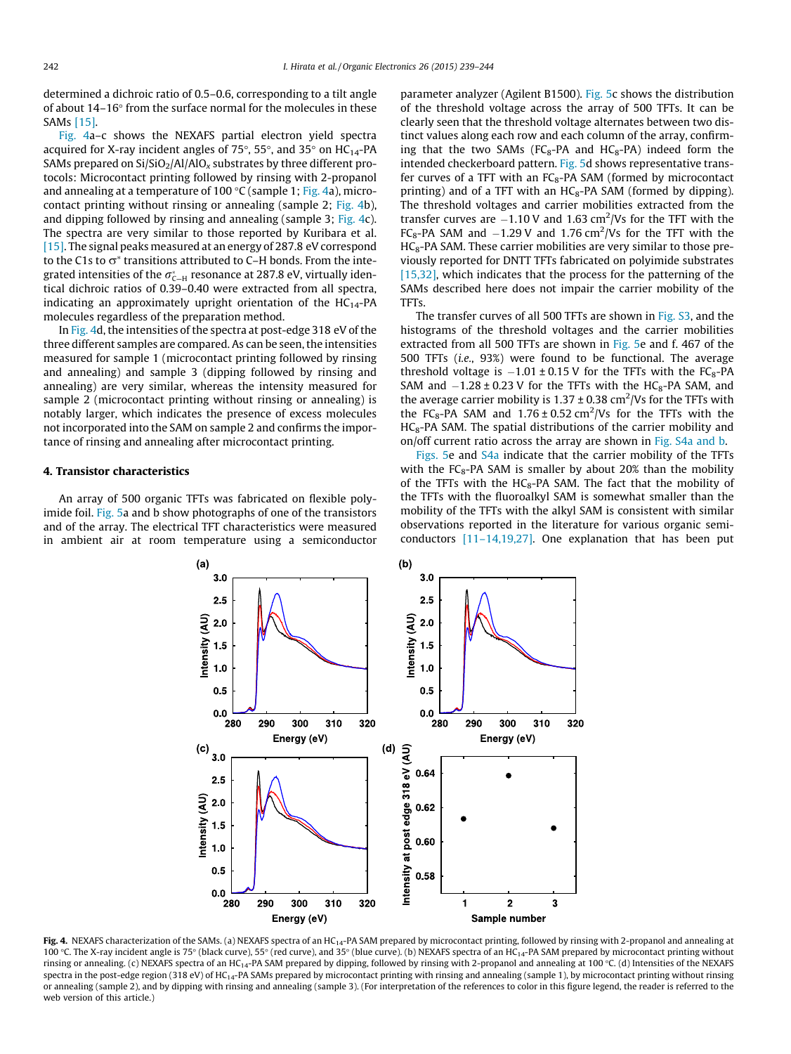determined a dichroic ratio of 0.5–0.6, corresponding to a tilt angle of about 14–16° from the surface normal for the molecules in these SAMs [15].

Fig. 4a–c shows the NEXAFS partial electron yield spectra acquired for X-ray incident angles of 75°, 55°, and 35° on $HC_{14}$-PA SAMs prepared on $Si/SiO_2/Al/AlO_x$ substrates by three different protocols: Microcontact printing followed by rinsing with 2-propanol and annealing at a temperature of 100 °C (sample 1; Fig. 4a), microcontact printing without rinsing or annealing (sample 2; Fig. 4b), and dipping followed by rinsing and annealing (sample 3; Fig. 4c). The spectra are very similar to those reported by Kuribara et al. [15]. The signal peaks measured at an energy of 287.8 eV correspond to the C1s to σ* transitions attributed to C–H bonds. From the integrated intensities of the $\sigma^*_{C-H}$ resonance at 287.8 eV, virtually identical dichroic ratios of 0.39–0.40 were extracted from all spectra, indicating an approximately upright orientation of the $HC_{14}$-PA molecules regardless of the preparation method.

In Fig. 4d, the intensities of the spectra at post-edge 318 eV of the three different samples are compared. As can be seen, the intensities measured for sample 1 (microcontact printing followed by rinsing and annealing) and sample 3 (dipping followed by rinsing and annealing) are very similar, whereas the intensity measured for sample 2 (microcontact printing without rinsing or annealing) is notably larger, which indicates the presence of excess molecules not incorporated into the SAM on sample 2 and confirms the importance of rinsing and annealing after microcontact printing.

## 4. Transistor characteristics

An array of 500 organic TFTs was fabricated on flexible polyimide foil. Fig. 5a and b show photographs of one of the transistors and of the array. The electrical TFT characteristics were measured in ambient air at room temperature using a semiconductor parameter analyzer (Agilent B1500). Fig. 5c shows the distribution of the threshold voltage across the array of 500 TFTs. It can be clearly seen that the threshold voltage alternates between two distinct values along each row and each column of the array, confirming that the two SAMs ($FC_8$-PA and $HC_8$-PA) indeed form the intended checkerboard pattern. Fig. 5d shows representative transfer curves of a TFT with an $FC_8$-PA SAM (formed by microcontact printing) and of a TFT with an $HC_8$-PA SAM (formed by dipping). The threshold voltages and carrier mobilities extracted from the transfer curves are −1.10 V and 1.63 $cm^2$/Vs for the TFT with the $FC_8$-PA SAM and −1.29 V and 1.76 $cm^2$/Vs for the TFT with the $HC_8$-PA SAM. These carrier mobilities are very similar to those previously reported for DNTT TFTs fabricated on polyimide substrates [15,32], which indicates that the process for the patterning of the SAMs described here does not impair the carrier mobility of the TFTs.

The transfer curves of all 500 TFTs are shown in Fig. S3, and the histograms of the threshold voltages and the carrier mobilities extracted from all 500 TFTs are shown in Fig. 5e and f. 467 of the 500 TFTs (*i.e.*, 93%) were found to be functional. The average threshold voltage is −1.01 ± 0.15 V for the TFTs with the $FC_8$-PA SAM and −1.28 ± 0.23 V for the TFTs with the $HC_8$-PA SAM, and the average carrier mobility is 1.37 ± 0.38 $cm^2$/Vs for the TFTs with the $FC_8$-PA SAM and 1.76 ± 0.52 $cm^2$/Vs for the TFTs with the $HC_8$-PA SAM. The spatial distributions of the carrier mobility and on/off current ratio across the array are shown in Fig. S4a and b.

Figs. 5e and S4a indicate that the carrier mobility of the TFTs with the $FC_8$-PA SAM is smaller by about 20% than the mobility of the TFTs with the $HC_8$-PA SAM. The fact that the mobility of the TFTs with the fluoroalkyl SAM is somewhat smaller than the mobility of the TFTs with the alkyl SAM is consistent with similar observations reported in the literature for various organic semiconductors [11–14,19,27]. One explanation that has been put

**Fig. 4.** NEXAFS characterization of the SAMs. (a) NEXAFS spectra of an $HC_{14}$-PA SAM prepared by microcontact printing, followed by rinsing with 2-propanol and annealing at 100 °C. The X-ray incident angle is 75° (black curve), 55° (red curve), and 35° (blue curve). (b) NEXAFS spectra of an $HC_{14}$-PA SAM prepared by microcontact printing without rinsing or annealing. (c) NEXAFS spectra of an $HC_{14}$-PA SAM prepared by dipping, followed by rinsing with 2-propanol and annealing at 100 °C. (d) Intensities of the NEXAFS spectra in the post-edge region (318 eV) of $HC_{14}$-PA SAMs prepared by microcontact printing with rinsing and annealing (sample 1), by microcontact printing without rinsing or annealing (sample 2), and by dipping with rinsing and annealing (sample 3). (For interpretation of the references to color in this figure legend, the reader is referred to the web version of this article.)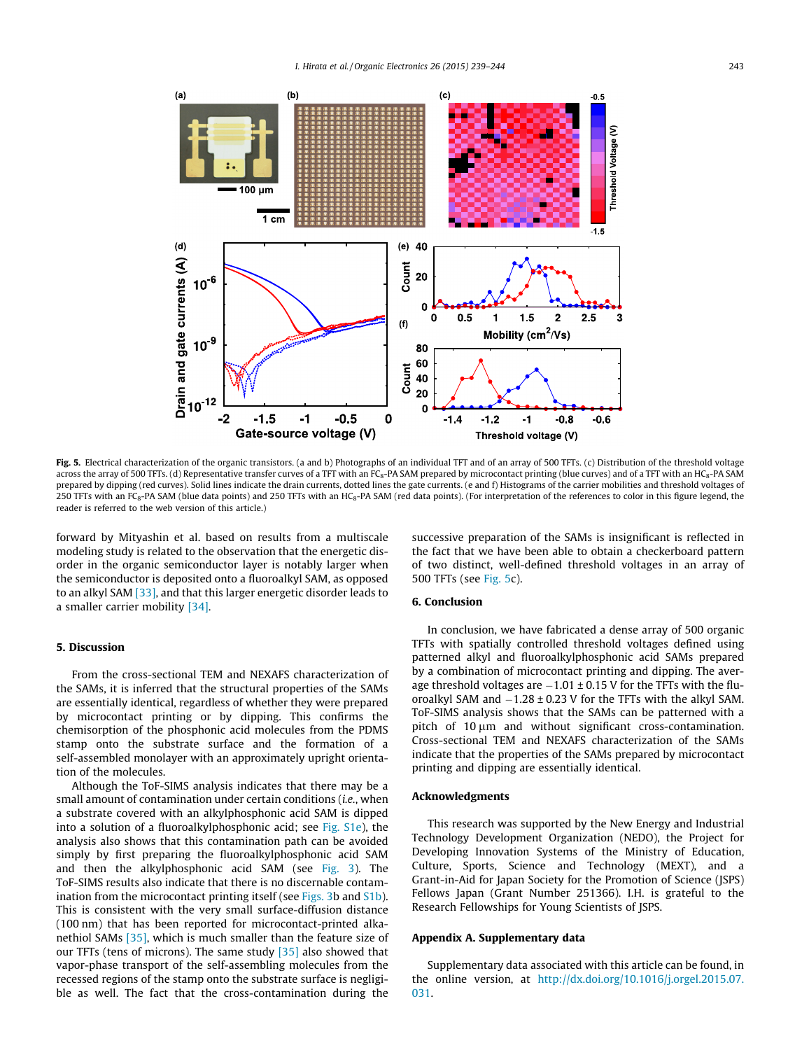Fig. 5. Electrical characterization of the organic transistors. (a and b) Photographs of an individual TFT and of an array of 500 TFTs. (c) Distribution of the threshold voltage across the array of 500 TFTs. (d) Representative transfer curves of a TFT with an $FC_8$-PA SAM prepared by microcontact printing (blue curves) and of a TFT with an $HC_8$-PA SAM prepared by dipping (red curves). Solid lines indicate the drain currents, dotted lines the gate currents. (e and f) Histograms of the carrier mobilities and threshold voltages of 250 TFTs with an $FC_8$-PA SAM (blue data points) and 250 TFTs with an $HC_8$-PA SAM (red data points). (For interpretation of the references to color in this figure legend, the reader is referred to the web version of this article.)

forward by Mityashin et al. based on results from a multiscale modeling study is related to the observation that the energetic disorder in the organic semiconductor layer is notably larger when the semiconductor is deposited onto a fluoroalkyl SAM, as opposed to an alkyl SAM [33], and that this larger energetic disorder leads to a smaller carrier mobility [34].

## 5. Discussion

From the cross-sectional TEM and NEXAFS characterization of the SAMs, it is inferred that the structural properties of the SAMs are essentially identical, regardless of whether they were prepared by microcontact printing or by dipping. This confirms the chemisorption of the phosphonic acid molecules from the PDMS stamp onto the substrate surface and the formation of a self-assembled monolayer with an approximately upright orientation of the molecules.

Although the ToF-SIMS analysis indicates that there may be a small amount of contamination under certain conditions (*i.e.*, when a substrate covered with an alkylphosphonic acid SAM is dipped into a solution of a fluoroalkylphosphonic acid; see Fig. S1e), the analysis also shows that this contamination path can be avoided simply by first preparing the fluoroalkylphosphonic acid SAM and then the alkylphosphonic acid SAM (see Fig. 3). The ToF-SIMS results also indicate that there is no discernable contamination from the microcontact printing itself (see Figs. 3b and S1b). This is consistent with the very small surface-diffusion distance (100 nm) that has been reported for microcontact-printed alkanethiol SAMs [35], which is much smaller than the feature size of our TFTs (tens of microns). The same study [35] also showed that vapor-phase transport of the self-assembling molecules from the recessed regions of the stamp onto the substrate surface is negligible as well. The fact that the cross-contamination during the successive preparation of the SAMs is insignificant is reflected in the fact that we have been able to obtain a checkerboard pattern of two distinct, well-defined threshold voltages in an array of 500 TFTs (see Fig. 5c).

## 6. Conclusion

In conclusion, we have fabricated a dense array of 500 organic TFTs with spatially controlled threshold voltages defined using patterned alkyl and fluoroalkylphosphonic acid SAMs prepared by a combination of microcontact printing and dipping. The average threshold voltages are $-1.01 \pm 0.15$ V for the TFTs with the fluoroalkyl SAM and $-1.28 \pm 0.23$ V for the TFTs with the alkyl SAM. ToF-SIMS analysis shows that the SAMs can be patterned with a pitch of 10 μm and without significant cross-contamination. Cross-sectional TEM and NEXAFS characterization of the SAMs indicate that the properties of the SAMs prepared by microcontact printing and dipping are essentially identical.

## Acknowledgments

This research was supported by the New Energy and Industrial Technology Development Organization (NEDO), the Project for Developing Innovation Systems of the Ministry of Education, Culture, Sports, Science and Technology (MEXT), and a Grant-in-Aid for Japan Society for the Promotion of Science (JSPS) Fellows Japan (Grant Number 251366). I.H. is grateful to the Research Fellowships for Young Scientists of JSPS.

## Appendix A. Supplementary data

Supplementary data associated with this article can be found, in the online version, at http://dx.doi.org/10.1016/j.orgel.2015.07.031.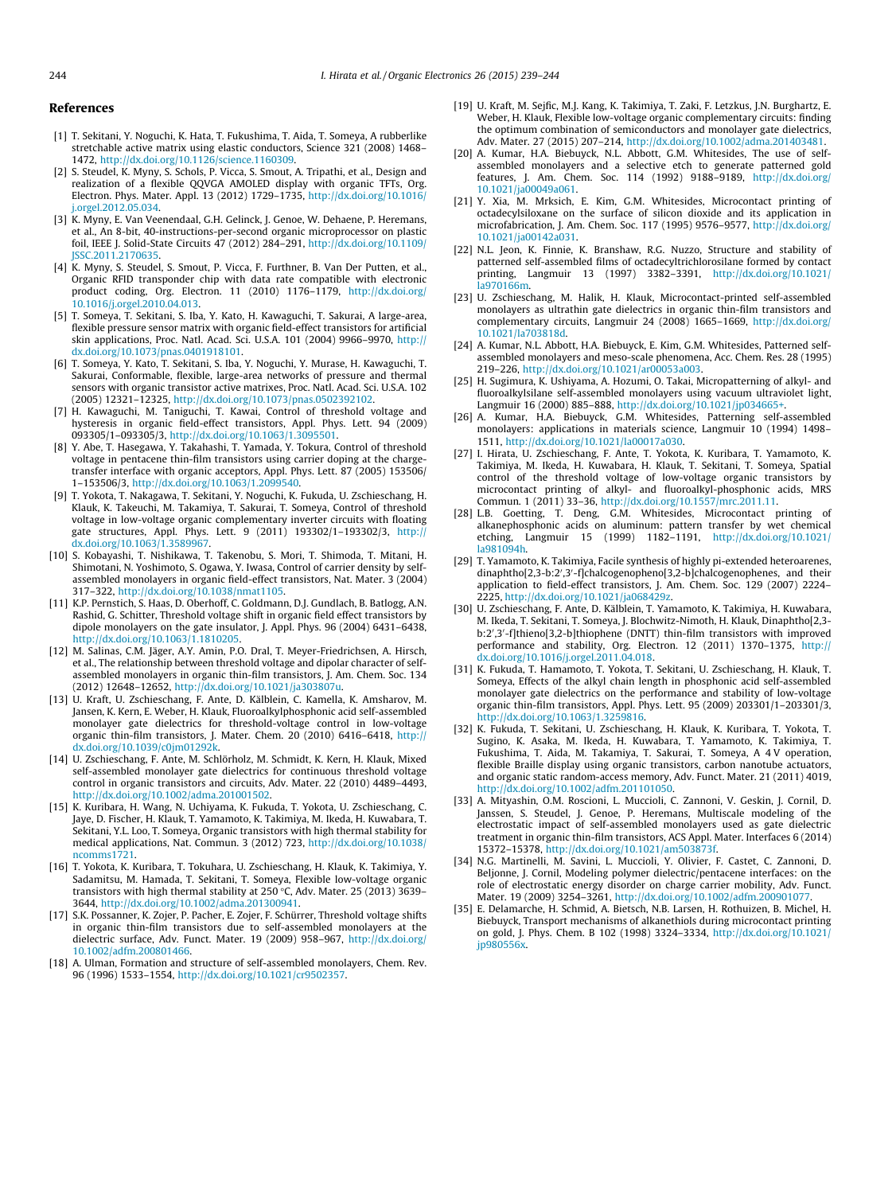## References

[1] T. Sekitani, Y. Noguchi, K. Hata, T. Fukushima, T. Aida, T. Someya, A rubberlike stretchable active matrix using elastic conductors, Science 321 (2008) 1468–1472, http://dx.doi.org/10.1126/science.1160309.

[2] S. Steudel, K. Myny, S. Schols, P. Vicca, S. Smout, A. Tripathi, et al., Design and realization of a flexible QQVGA AMOLED display with organic TFTs, Org. Electron. Phys. Mater. Appl. 13 (2012) 1729–1735, http://dx.doi.org/10.1016/j.orgel.2012.05.034.

[3] K. Myny, E. Van Veenendaal, G.H. Gelinck, J. Genoe, W. Dehaene, P. Heremans, An 8-bit, 40-instructions-per-second organic microprocessor on plastic foil, IEEE J. Solid-State Circuits 47 (2012) 284–291, http://dx.doi.org/10.1109/JSSC.2011.2170635.

[4] K. Myny, S. Steudel, S. Smout, P. Vicca, F. Furthner, B. Van Der Putten, et al., Organic RFID transponder chip with data rate compatible with electronic product coding, Org. Electron. 11 (2010) 1176–1179, http://dx.doi.org/10.1016/j.orgel.2010.04.013.

[5] T. Someya, T. Sekitani, S. Iba, Y. Kato, H. Kawaguchi, T. Sakurai, A large-area, flexible pressure sensor matrix with organic field-effect transistors for artificial skin applications, Proc. Natl. Acad. Sci. U.S.A. 101 (2004) 9966–9970, http://dx.doi.org/10.1073/pnas.0401918101.

[6] T. Someya, Y. Kato, T. Sekitani, S. Iba, Y. Noguchi, Y. Murase, H. Kawaguchi, T. Sakurai, Conformable, flexible, large-area networks of pressure and thermal sensors with organic transistor active matrixes, Proc. Natl. Acad. Sci. U.S.A. 102 (2005) 12321–12325, http://dx.doi.org/10.1073/pnas.0502392102.

[7] H. Kawaguchi, M. Taniguchi, T. Kawai, Control of threshold voltage and hysteresis in organic field-effect transistors, Appl. Phys. Lett. 94 (2009) 093305/1–093305/3, http://dx.doi.org/10.1063/1.3095501.

[8] Y. Abe, T. Hasegawa, Y. Takahashi, T. Yamada, Y. Tokura, Control of threshold voltage in pentacene thin-film transistors using carrier doping at the charge-transfer interface with organic acceptors, Appl. Phys. Lett. 87 (2005) 153506/1–153506/3, http://dx.doi.org/10.1063/1.2099540.

[9] T. Yokota, T. Nakagawa, T. Sekitani, Y. Noguchi, K. Fukuda, U. Zschieschang, H. Klauk, K. Takeuchi, M. Takamiya, T. Sakurai, T. Someya, Control of threshold voltage in low-voltage organic complementary inverter circuits with floating gate structures, Appl. Phys. Lett. 9 (2011) 193302/1–193302/3, http://dx.doi.org/10.1063/1.3589967.

[10] S. Kobayashi, T. Nishikawa, T. Takenobu, S. Mori, T. Shimoda, T. Mitani, H. Shimotani, N. Yoshimoto, S. Ogawa, Y. Iwasa, Control of carrier density by self-assembled monolayers in organic field-effect transistors, Nat. Mater. 3 (2004) 317–322, http://dx.doi.org/10.1038/nmat1105.

[11] K.P. Pernstich, S. Haas, D. Oberhoff, C. Goldmann, D.J. Gundlach, B. Batlogg, A.N. Rashid, G. Schitter, Threshold voltage shift in organic field effect transistors by dipole monolayers on the gate insulator, J. Appl. Phys. 96 (2004) 6431–6438, http://dx.doi.org/10.1063/1.1810205.

[12] M. Salinas, C.M. Jäger, A.Y. Amin, P.O. Dral, T. Meyer-Friedrichsen, A. Hirsch, et al., The relationship between threshold voltage and dipolar character of self-assembled monolayers in organic thin-film transistors, J. Am. Chem. Soc. 134 (2012) 12648–12652, http://dx.doi.org/10.1021/ja303807u.

[13] U. Kraft, U. Zschieschang, F. Ante, D. Kälblein, C. Kamella, K. Amsharov, M. Jansen, K. Kern, E. Weber, H. Klauk, Fluoroalkylphosphonic acid self-assembled monolayer gate dielectrics for threshold-voltage control in low-voltage organic thin-film transistors, J. Mater. Chem. 20 (2010) 6416–6418, http://dx.doi.org/10.1039/c0jm01292k.

[14] U. Zschieschang, F. Ante, M. Schlörholz, M. Schmidt, K. Kern, H. Klauk, Mixed self-assembled monolayer gate dielectrics for continuous threshold voltage control in organic transistors and circuits, Adv. Mater. 22 (2010) 4489–4493, http://dx.doi.org/10.1002/adma.201001502.

[15] K. Kuribara, H. Wang, N. Uchiyama, K. Fukuda, T. Yokota, U. Zschieschang, C. Jaye, D. Fischer, H. Klauk, T. Yamamoto, K. Takimiya, M. Ikeda, H. Kuwabara, T. Sekitani, Y.L. Loo, T. Someya, Organic transistors with high thermal stability for medical applications, Nat. Commun. 3 (2012) 723, http://dx.doi.org/10.1038/ncomms1721.

[16] T. Yokota, K. Kuribara, T. Tokuhara, U. Zschieschang, H. Klauk, K. Takimiya, Y. Sadamitsu, M. Hamada, T. Sekitani, T. Someya, Flexible low-voltage organic transistors with high thermal stability at 250 °C, Adv. Mater. 25 (2013) 3639–3644, http://dx.doi.org/10.1002/adma.201300941.

[17] S.K. Possanner, K. Zojer, P. Pacher, E. Zojer, F. Schürrer, Threshold voltage shifts in organic thin-film transistors due to self-assembled monolayers at the dielectric surface, Adv. Funct. Mater. 19 (2009) 958–967, http://dx.doi.org/10.1002/adfm.200801466.

[18] A. Ulman, Formation and structure of self-assembled monolayers, Chem. Rev. 96 (1996) 1533–1554, http://dx.doi.org/10.1021/cr9502357.

[19] U. Kraft, M. Sejfic, M.J. Kang, K. Takimiya, T. Zaki, F. Letzkus, J.N. Burghartz, E. Weber, H. Klauk, Flexible low-voltage organic complementary circuits: finding the optimum combination of semiconductors and monolayer gate dielectrics, Adv. Mater. 27 (2015) 207–214, http://dx.doi.org/10.1002/adma.201403481.

[20] A. Kumar, H.A. Biebuyck, N.L. Abbott, G.M. Whitesides, The use of self-assembled monolayers and a selective etch to generate patterned gold features, J. Am. Chem. Soc. 114 (1992) 9188–9189, http://dx.doi.org/10.1021/ja00049a061.

[21] Y. Xia, M. Mrksich, E. Kim, G.M. Whitesides, Microcontact printing of octadecylsiloxane on the surface of silicon dioxide and its application in microfabrication, J. Am. Chem. Soc. 117 (1995) 9576–9577, http://dx.doi.org/10.1021/ja00142a031.

[22] N.L. Jeon, K. Finnie, K. Branshaw, R.G. Nuzzo, Structure and stability of patterned self-assembled films of octadecyltrichlorosilane formed by contact printing, Langmuir 13 (1997) 3382–3391, http://dx.doi.org/10.1021/la970166m.

[23] U. Zschieschang, M. Halik, H. Klauk, Microcontact-printed self-assembled monolayers as ultrathin gate dielectrics in organic thin-film transistors and complementary circuits, Langmuir 24 (2008) 1665–1669, http://dx.doi.org/10.1021/la703818d.

[24] A. Kumar, N.L. Abbott, H.A. Biebuyck, E. Kim, G.M. Whitesides, Patterned self-assembled monolayers and meso-scale phenomena, Acc. Chem. Res. 28 (1995) 219–226, http://dx.doi.org/10.1021/ar00053a003.

[25] H. Sugimura, K. Ushiyama, A. Hozumi, O. Takai, Micropatterning of alkyl- and fluoroalkylsilane self-assembled monolayers using vacuum ultraviolet light, Langmuir 16 (2000) 885–888, http://dx.doi.org/10.1021/jp034665+.

[26] A. Kumar, H.A. Biebuyck, G.M. Whitesides, Patterning self-assembled monolayers: applications in materials science, Langmuir 10 (1994) 1498–1511, http://dx.doi.org/10.1021/la00017a030.

[27] I. Hirata, U. Zschieschang, F. Ante, T. Yokota, K. Kuribara, T. Yamamoto, K. Takimiya, M. Ikeda, H. Kuwabara, H. Klauk, T. Sekitani, T. Someya, Spatial control of the threshold voltage of low-voltage organic transistors by microcontact printing of alkyl- and fluoroalkyl-phosphonic acids, MRS Commun. 1 (2011) 33–36, http://dx.doi.org/10.1557/mrc.2011.11.

[28] L.B. Goetting, T. Deng, G.M. Whitesides, Microcontact printing of alkanephosphonic acids on aluminum: pattern transfer by wet chemical etching, Langmuir 15 (1999) 1182–1191, http://dx.doi.org/10.1021/la981094h.

[29] T. Yamamoto, K. Takimiya, Facile synthesis of highly pi-extended heteroarenes, dinaphtho[2,3-b:2′,3′-f]chalcogenopheno[3,2-b]chalcogenophenes, and their application to field-effect transistors, J. Am. Chem. Soc. 129 (2007) 2224–2225, http://dx.doi.org/10.1021/ja068429z.

[30] U. Zschieschang, F. Ante, D. Kälblein, T. Yamamoto, K. Takimiya, H. Kuwabara, M. Ikeda, T. Sekitani, T. Someya, J. Blochwitz-Nimoth, H. Klauk, Dinaphtho[2,3-b:2′,3′-f]thieno[3,2-b]thiophene (DNTT) thin-film transistors with improved performance and stability, Org. Electron. 12 (2011) 1370–1375, http://dx.doi.org/10.1016/j.orgel.2011.04.018.

[31] K. Fukuda, T. Hamamoto, T. Yokota, T. Sekitani, U. Zschieschang, H. Klauk, T. Someya, Effects of the alkyl chain length in phosphonic acid self-assembled monolayer gate dielectrics on the performance and stability of low-voltage organic thin-film transistors, Appl. Phys. Lett. 95 (2009) 203301/1–203301/3, http://dx.doi.org/10.1063/1.3259816.

[32] K. Fukuda, T. Sekitani, U. Zschieschang, H. Klauk, K. Kuribara, T. Yokota, T. Sugino, K. Asaka, M. Ikeda, H. Kuwabara, T. Yamamoto, K. Takimiya, T. Fukushima, T. Aida, M. Takamiya, T. Sakurai, T. Someya, A 4 V operation, flexible Braille display using organic transistors, carbon nanotube actuators, and organic static random-access memory, Adv. Funct. Mater. 21 (2011) 4019, http://dx.doi.org/10.1002/adfm.201101050.

[33] A. Mityashin, O.M. Roscioni, L. Muccioli, C. Zannoni, V. Geskin, J. Cornil, D. Janssen, S. Steudel, J. Genoe, P. Heremans, Multiscale modeling of the electrostatic impact of self-assembled monolayers used as gate dielectric treatment in organic thin-film transistors, ACS Appl. Mater. Interfaces 6 (2014) 15372–15378, http://dx.doi.org/10.1021/am503873f.

[34] N.G. Martinelli, M. Savini, L. Muccioli, Y. Olivier, F. Castet, C. Zannoni, D. Beljonne, J. Cornil, Modeling polymer dielectric/pentacene interfaces: on the role of electrostatic energy disorder on charge carrier mobility, Adv. Funct. Mater. 19 (2009) 3254–3261, http://dx.doi.org/10.1002/adfm.200901077.

[35] E. Delamarche, H. Schmid, A. Bietsch, N.B. Larsen, H. Rothuizen, B. Michel, H. Biebuyck, Transport mechanisms of alkanethiols during microcontact printing on gold, J. Phys. Chem. B 102 (1998) 3324–3334, http://dx.doi.org/10.1021/jp980556x.